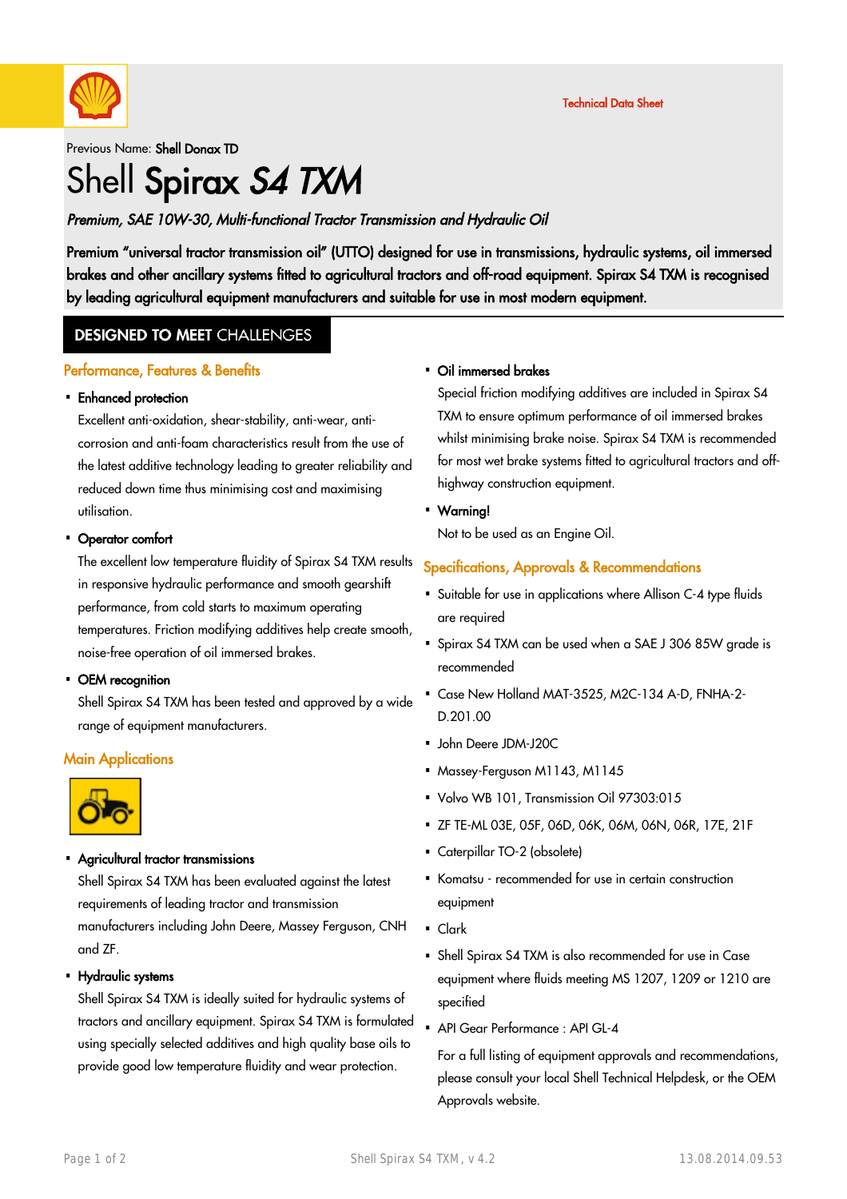Technical Data Sheet

Previous Name: **Shell Donax TD**

# Shell **Spirax** ***S4 TXM***

***Premium, SAE 10W-30, Multi-functional Tractor Transmission and Hydraulic Oil***

**Premium "universal tractor transmission oil" (UTTO) designed for use in transmissions, hydraulic systems, oil immersed brakes and other ancillary systems fitted to agricultural tractors and off-road equipment. Spirax S4 TXM is recognised by leading agricultural equipment manufacturers and suitable for use in most modern equipment.**

## DESIGNED TO MEET CHALLENGES

### Performance, Features & Benefits

- **Enhanced protection**

  Excellent anti-oxidation, shear-stability, anti-wear, anti-corrosion and anti-foam characteristics result from the use of the latest additive technology leading to greater reliability and reduced down time thus minimising cost and maximising utilisation.

- **Operator comfort**

  The excellent low temperature fluidity of Spirax S4 TXM results in responsive hydraulic performance and smooth gearshift performance, from cold starts to maximum operating temperatures. Friction modifying additives help create smooth, noise-free operation of oil immersed brakes.

- **OEM recognition**

  Shell Spirax S4 TXM has been tested and approved by a wide range of equipment manufacturers.

### Main Applications

- **Agricultural tractor transmissions**

  Shell Spirax S4 TXM has been evaluated against the latest requirements of leading tractor and transmission manufacturers including John Deere, Massey Ferguson, CNH and ZF.

- **Hydraulic systems**

  Shell Spirax S4 TXM is ideally suited for hydraulic systems of tractors and ancillary equipment. Spirax S4 TXM is formulated using specially selected additives and high quality base oils to provide good low temperature fluidity and wear protection.

- **Oil immersed brakes**

  Special friction modifying additives are included in Spirax S4 TXM to ensure optimum performance of oil immersed brakes whilst minimising brake noise. Spirax S4 TXM is recommended for most wet brake systems fitted to agricultural tractors and off-highway construction equipment.

- **Warning!**

  Not to be used as an Engine Oil.

### Specifications, Approvals & Recommendations

- Suitable for use in applications where Allison C-4 type fluids are required
- Spirax S4 TXM can be used when a SAE J 306 85W grade is recommended
- Case New Holland MAT-3525, M2C-134 A-D, FNHA-2-D.201.00
- John Deere JDM-J20C
- Massey-Ferguson M1143, M1145
- Volvo WB 101, Transmission Oil 97303:015
- ZF TE-ML 03E, 05F, 06D, 06K, 06M, 06N, 06R, 17E, 21F
- Caterpillar TO-2 (obsolete)
- Komatsu - recommended for use in certain construction equipment
- Clark
- Shell Spirax S4 TXM is also recommended for use in Case equipment where fluids meeting MS 1207, 1209 or 1210 are specified
- API Gear Performance : API GL-4

  For a full listing of equipment approvals and recommendations, please consult your local Shell Technical Helpdesk, or the OEM Approvals website.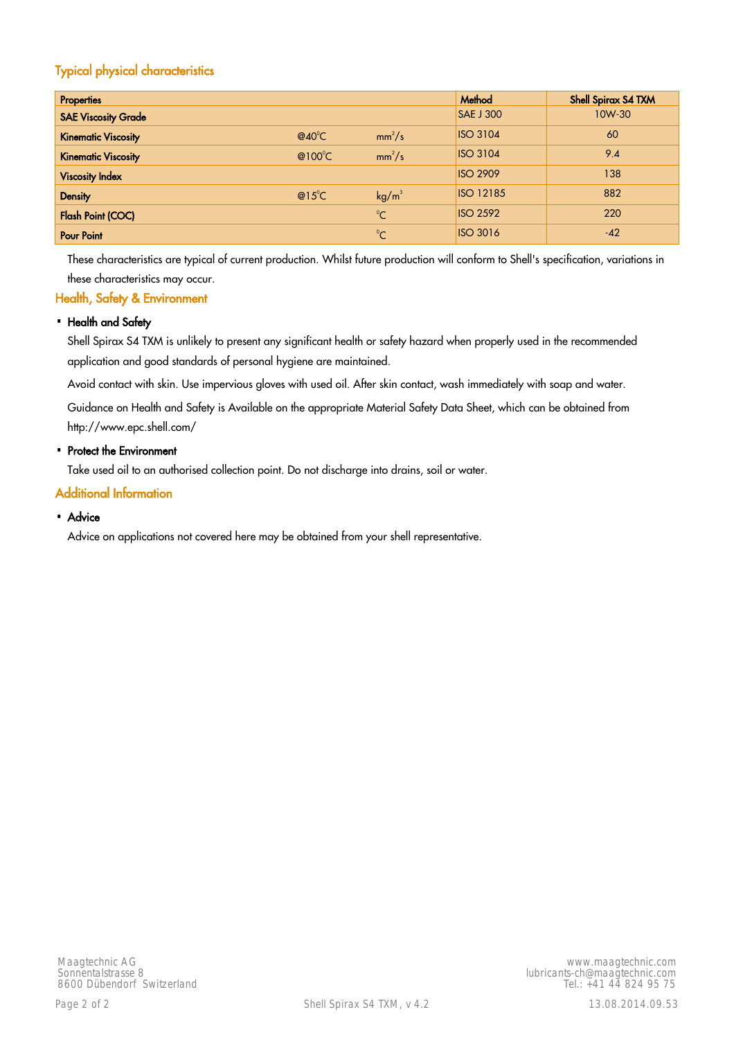## Typical physical characteristics

| Properties | | | Method | Shell Spirax S4 TXM |
|---|---|---|---|---|
| SAE Viscosity Grade | | | SAE J 300 | 10W-30 |
| Kinematic Viscosity | @40°C | $mm^2/s$ | ISO 3104 | 60 |
| Kinematic Viscosity | @100°C | $mm^2/s$ | ISO 3104 | 9.4 |
| Viscosity Index | | | ISO 2909 | 138 |
| Density | @15°C | $kg/m^3$ | ISO 12185 | 882 |
| Flash Point (COC) | | °C | ISO 2592 | 220 |
| Pour Point | | °C | ISO 3016 | -42 |

These characteristics are typical of current production. Whilst future production will conform to Shell's specification, variations in these characteristics may occur.

## Health, Safety & Environment

- **Health and Safety**

  Shell Spirax S4 TXM is unlikely to present any significant health or safety hazard when properly used in the recommended application and good standards of personal hygiene are maintained.

  Avoid contact with skin. Use impervious gloves with used oil. After skin contact, wash immediately with soap and water.

  Guidance on Health and Safety is Available on the appropriate Material Safety Data Sheet, which can be obtained from http://www.epc.shell.com/

- **Protect the Environment**

  Take used oil to an authorised collection point. Do not discharge into drains, soil or water.

## Additional Information

- **Advice**

  Advice on applications not covered here may be obtained from your shell representative.

Maagtechnic AG
Sonnentalstrasse 8
8600 Dübendorf Switzerland

www.maagtechnic.com
lubricants-ch@maagtechnic.com
Tel.: +41 44 824 95 75